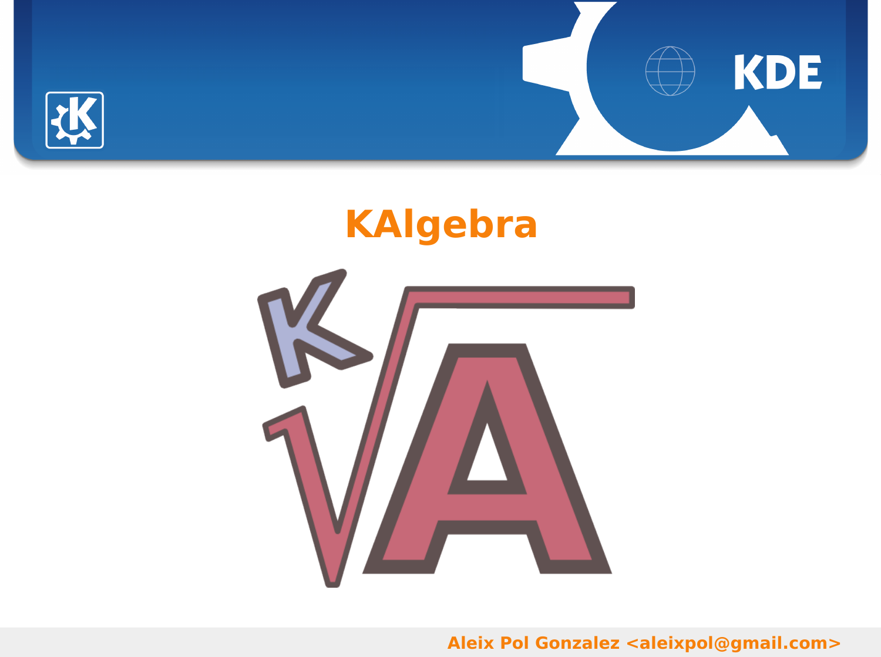# KAlgebra

Aleix Pol Gonzalez <aleixpol@gmail.com>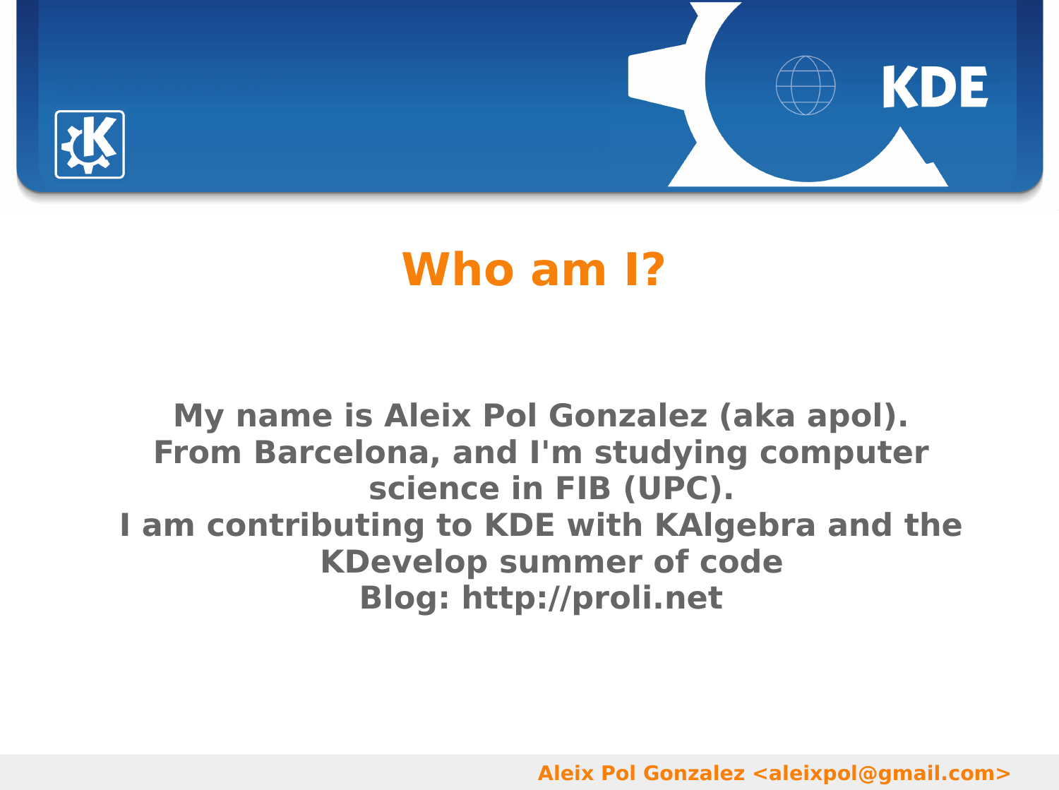# Who am I?

**My name is Aleix Pol Gonzalez (aka apol).**
**From Barcelona, and I'm studying computer science in FIB (UPC).**
**I am contributing to KDE with KAlgebra and the KDevelop summer of code**
**Blog: http://proli.net**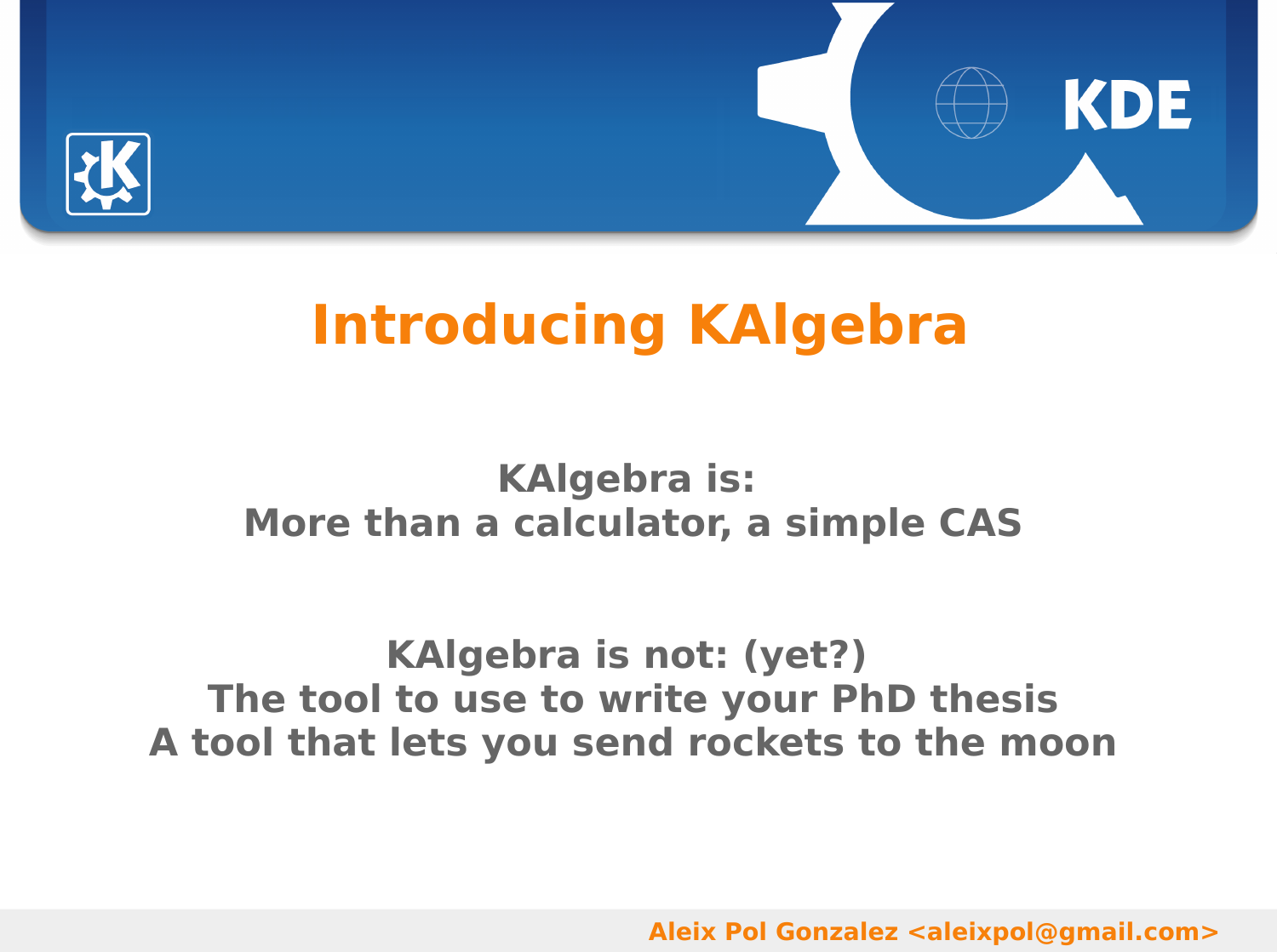# Introducing KAlgebra

**KAlgebra is:**
**More than a calculator, a simple CAS**

**KAlgebra is not: (yet?)**
**The tool to use to write your PhD thesis**
**A tool that lets you send rockets to the moon**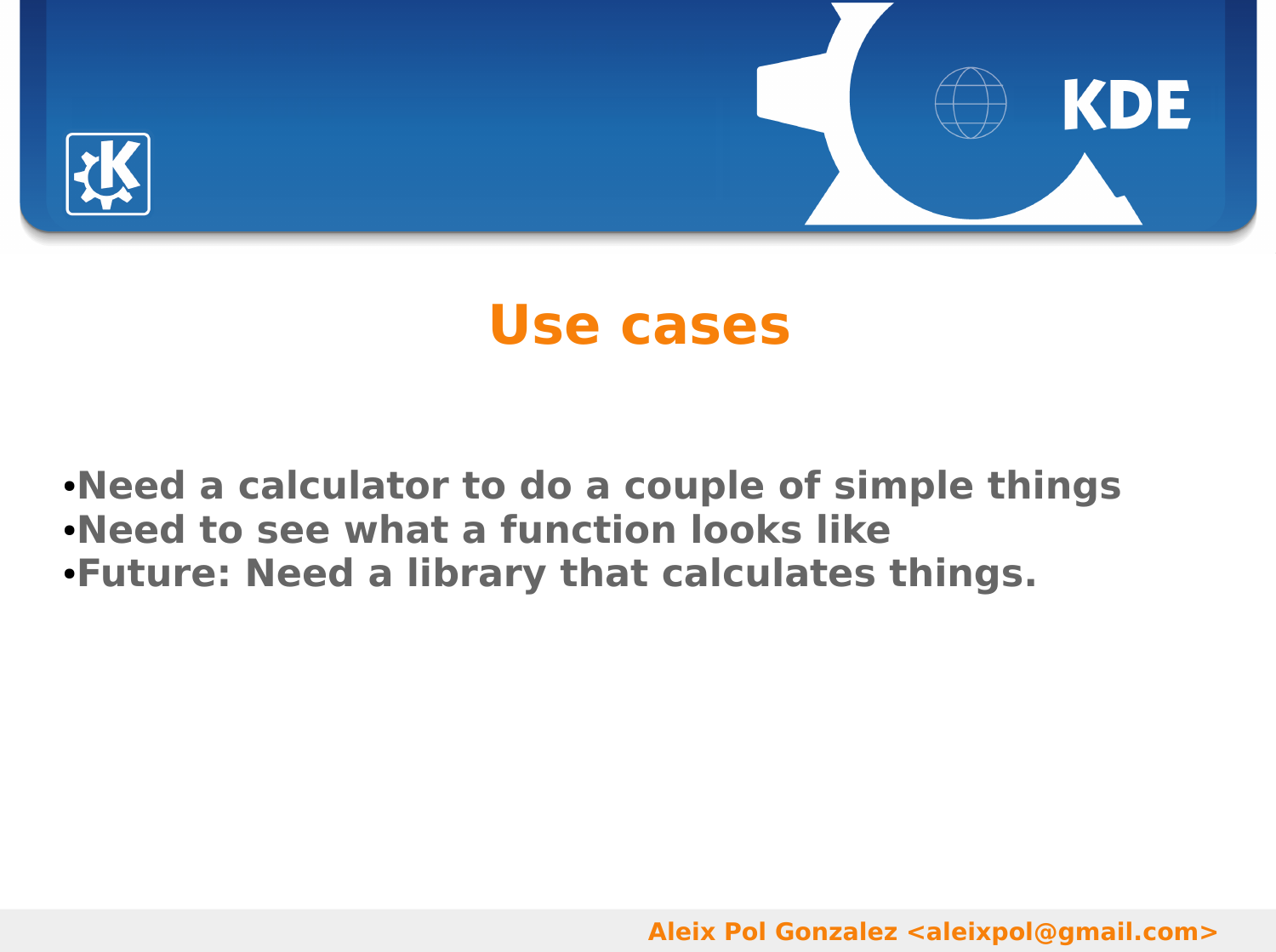# Use cases

- Need a calculator to do a couple of simple things
- Need to see what a function looks like
- Future: Need a library that calculates things.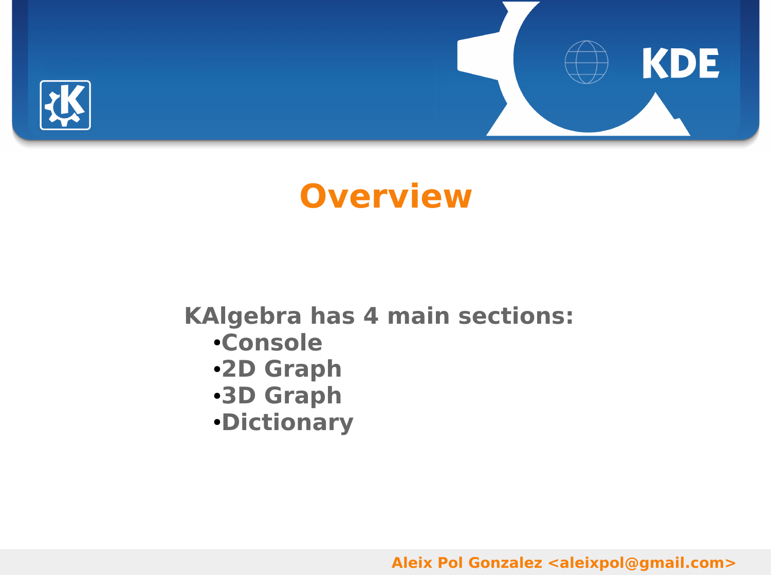# Overview

**KAlgebra has 4 main sections:**

- **Console**
- **2D Graph**
- **3D Graph**
- **Dictionary**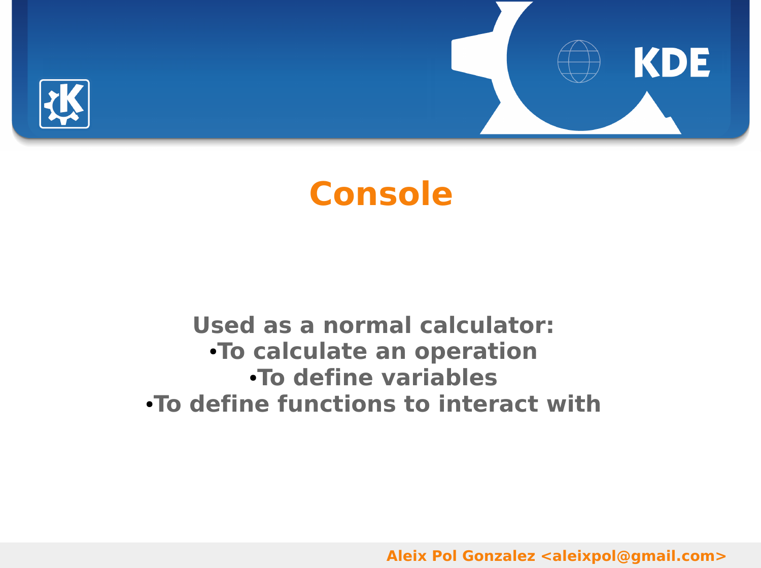# Console

Used as a normal calculator:

- To calculate an operation
- To define variables
- To define functions to interact with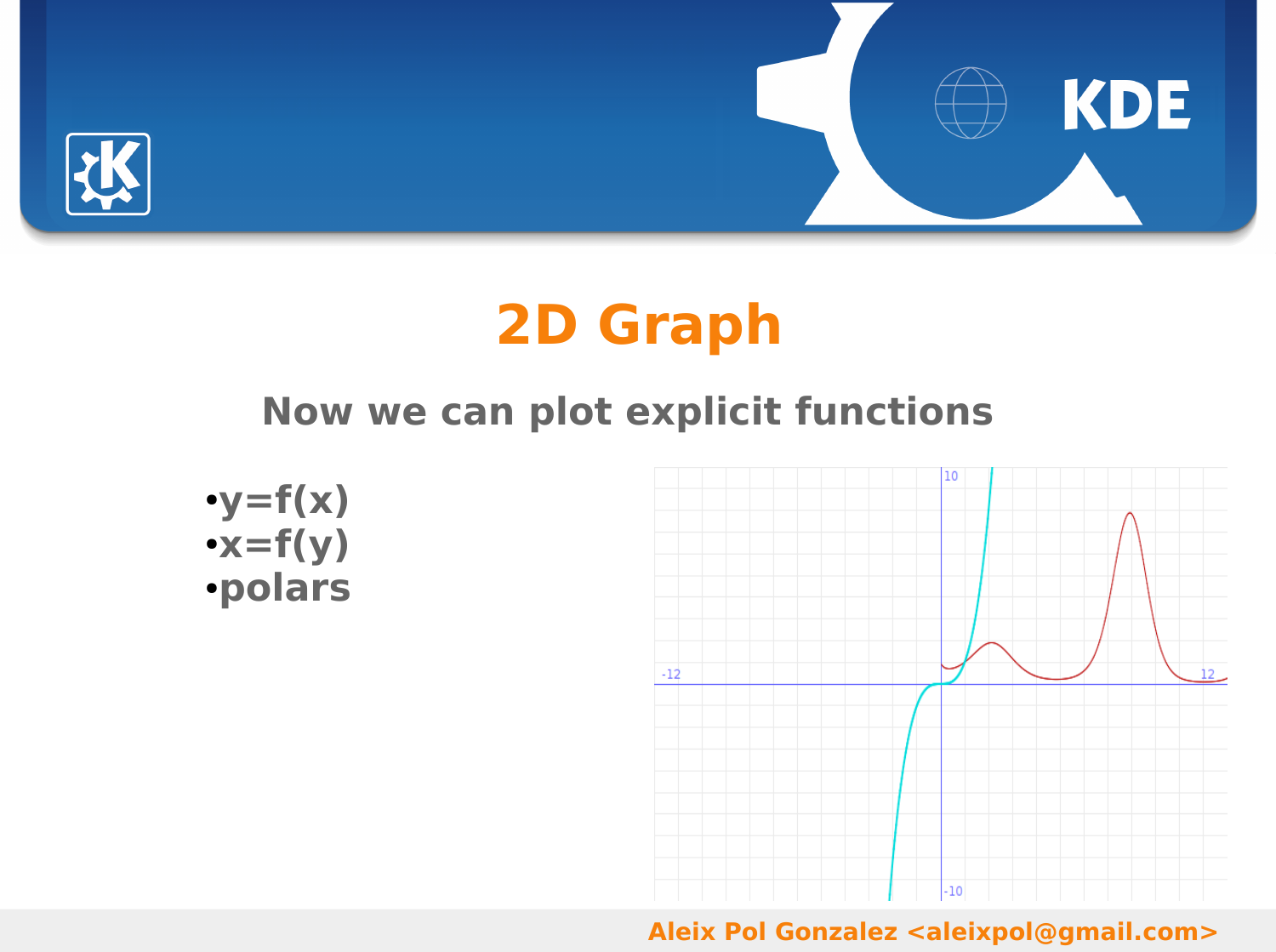# 2D Graph

## Now we can plot explicit functions

- y=f(x)
- x=f(y)
- polars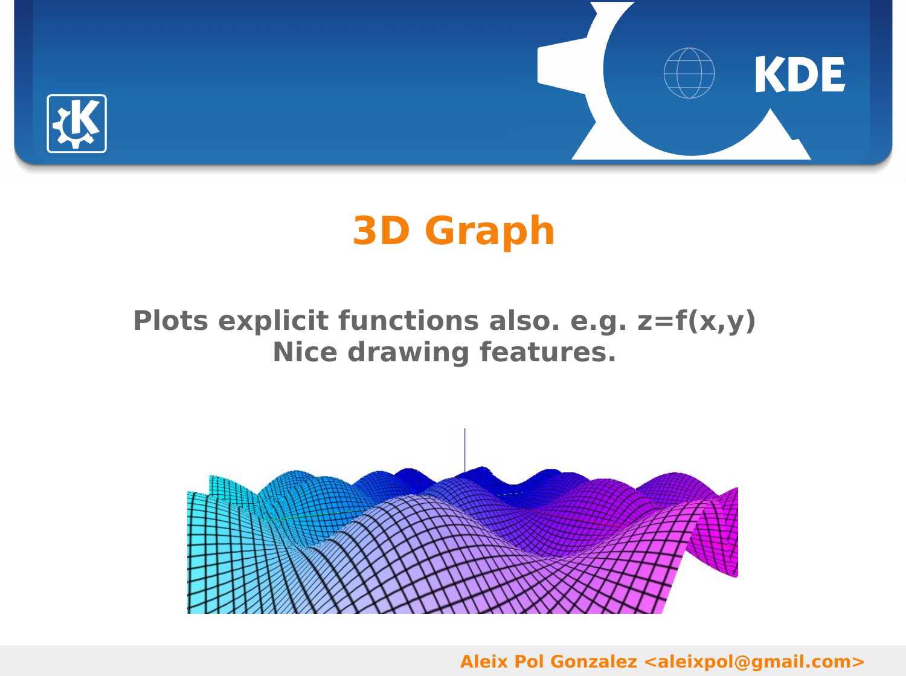# 3D Graph

**Plots explicit functions also. e.g. z=f(x,y)**
**Nice drawing features.**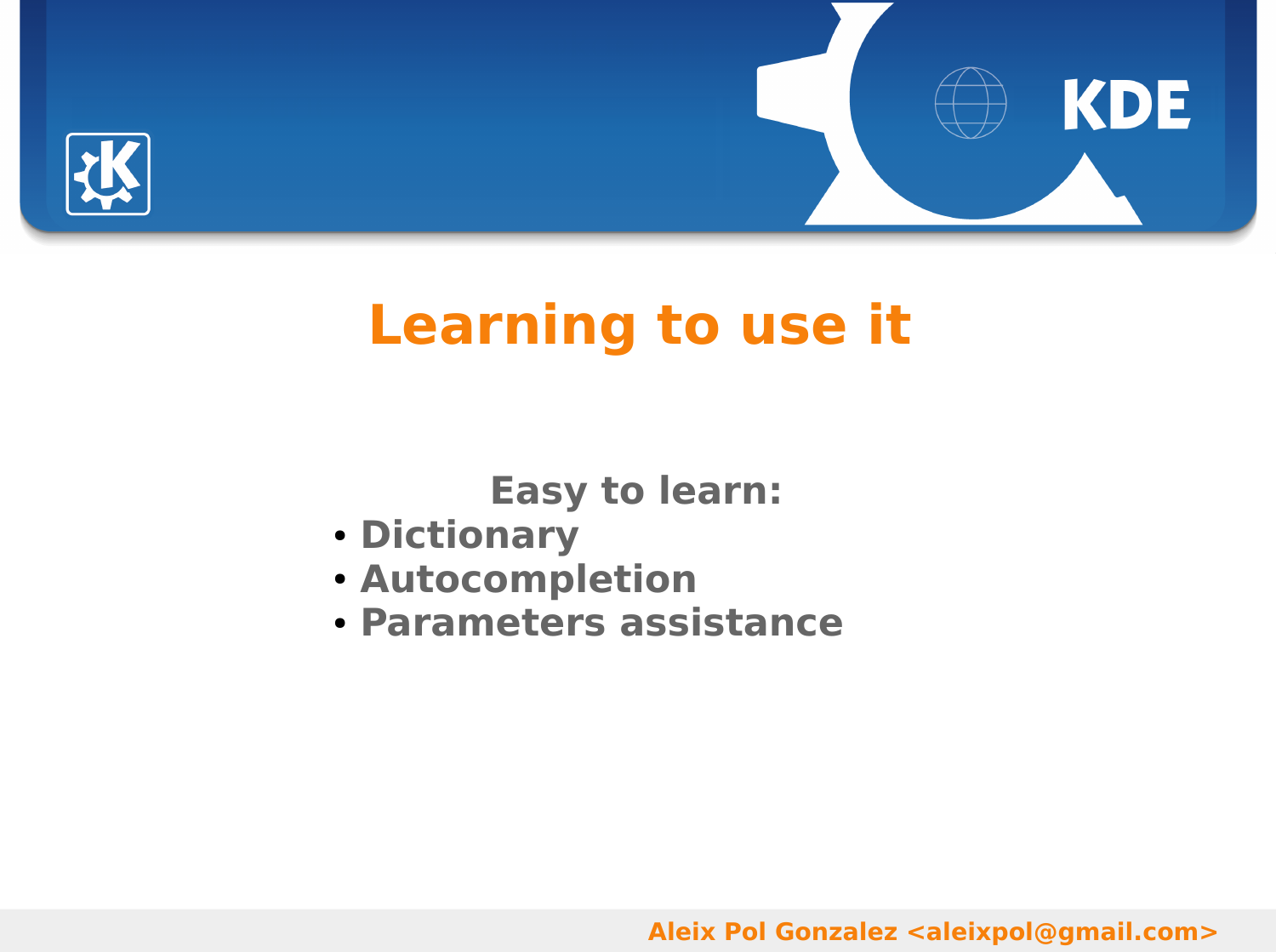# Learning to use it

**Easy to learn:**

- **Dictionary**
- **Autocompletion**
- **Parameters assistance**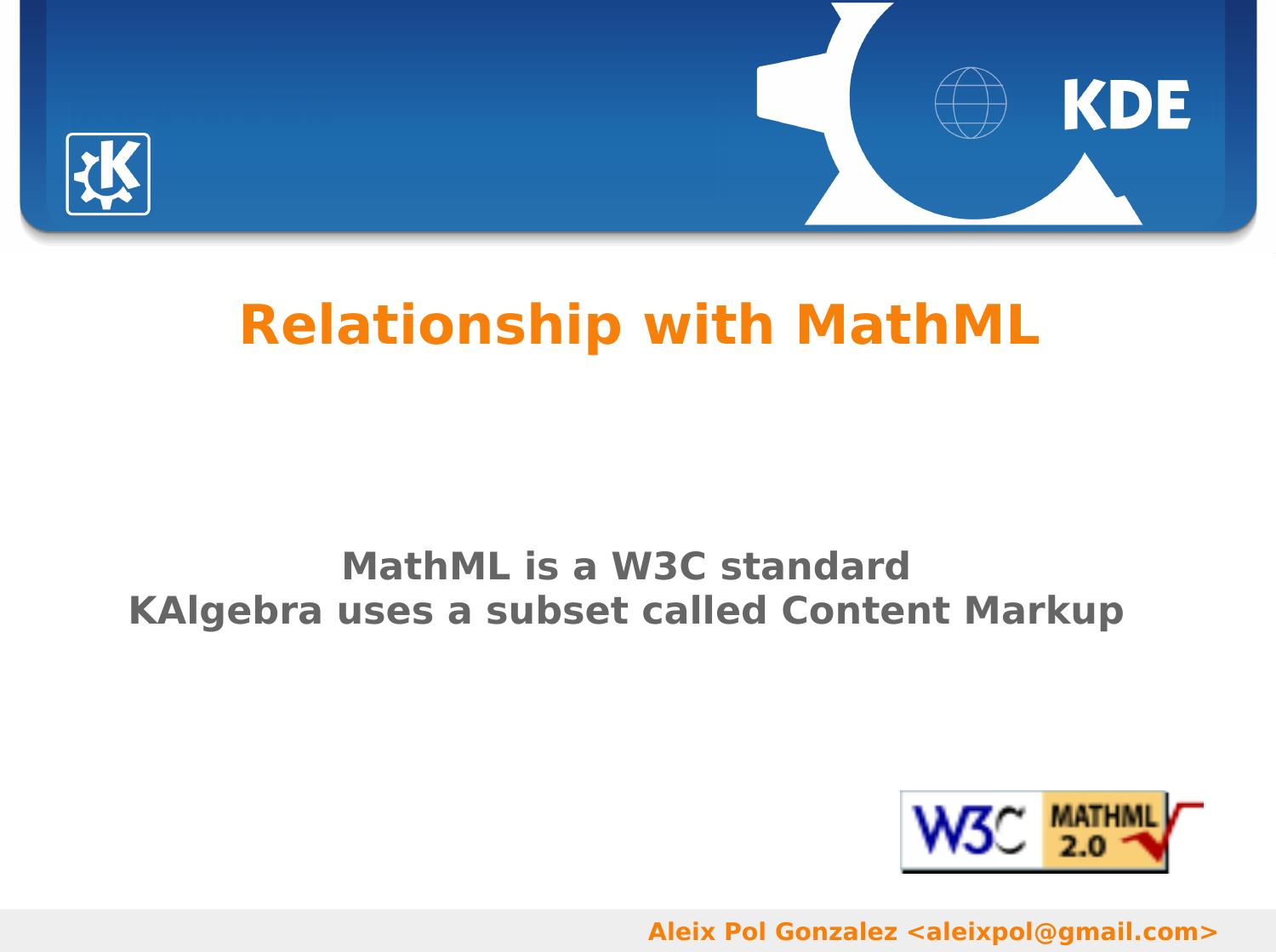# Relationship with MathML

**MathML is a W3C standard**
**KAlgebra uses a subset called Content Markup**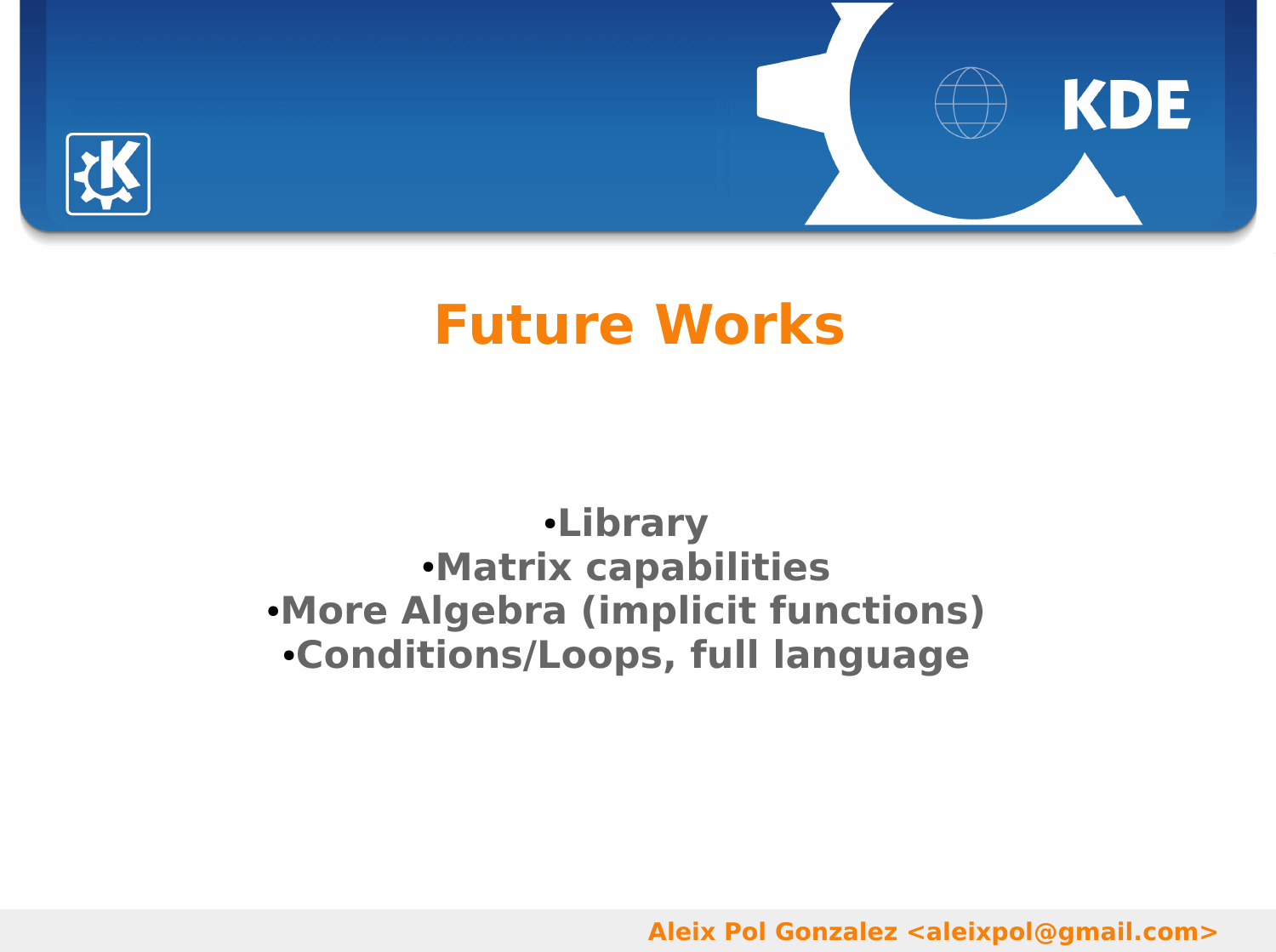# Future Works

- Library
- Matrix capabilities
- More Algebra (implicit functions)
- Conditions/Loops, full language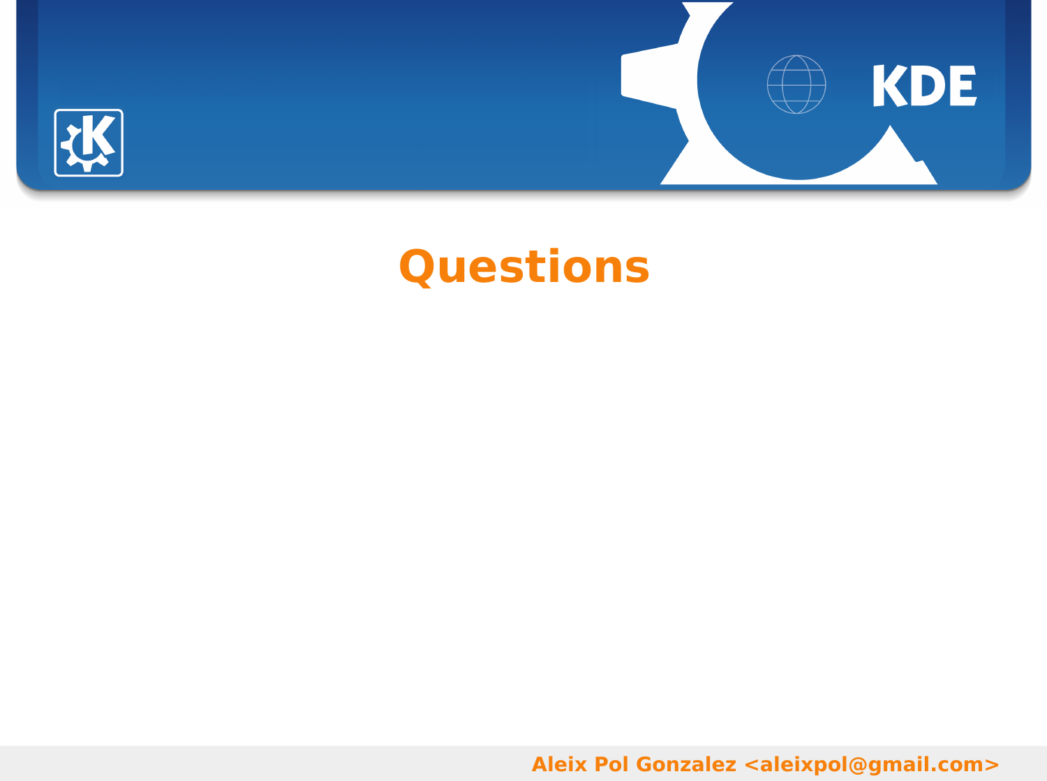# Questions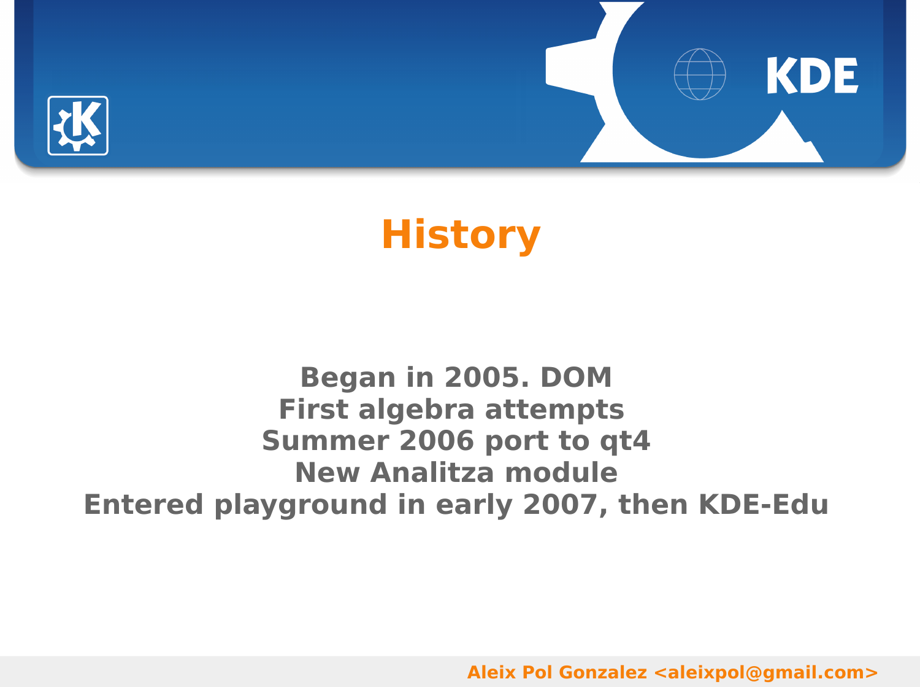# History

**Began in 2005. DOM**
**First algebra attempts**
**Summer 2006 port to qt4**
**New Analitza module**
**Entered playground in early 2007, then KDE-Edu**